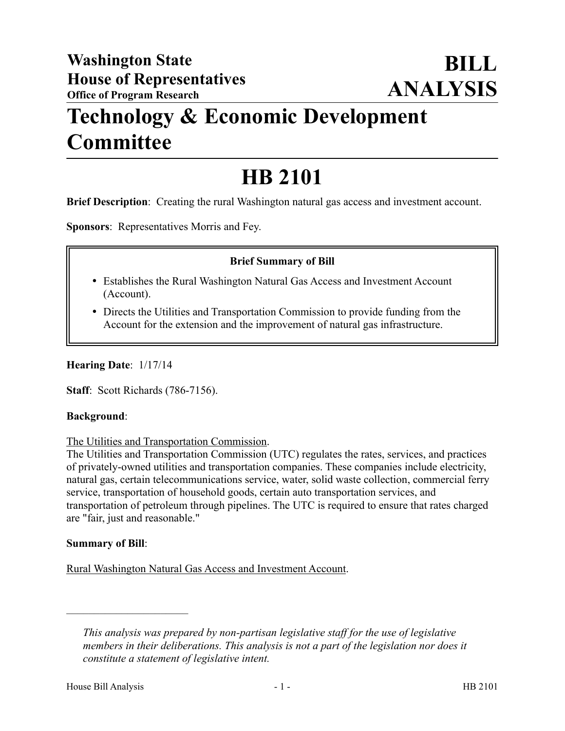**Washington State House of Representatives**
**Office of Program Research**

# BILL ANALYSIS

# Technology & Economic Development Committee

# HB 2101

**Brief Description**: Creating the rural Washington natural gas access and investment account.

**Sponsors**: Representatives Morris and Fey.

**Brief Summary of Bill**

- Establishes the Rural Washington Natural Gas Access and Investment Account (Account).
- Directs the Utilities and Transportation Commission to provide funding from the Account for the extension and the improvement of natural gas infrastructure.

**Hearing Date**: 1/17/14

**Staff**: Scott Richards (786-7156).

**Background**:

The Utilities and Transportation Commission.

The Utilities and Transportation Commission (UTC) regulates the rates, services, and practices of privately-owned utilities and transportation companies. These companies include electricity, natural gas, certain telecommunications service, water, solid waste collection, commercial ferry service, transportation of household goods, certain auto transportation services, and transportation of petroleum through pipelines. The UTC is required to ensure that rates charged are "fair, just and reasonable."

**Summary of Bill**:

Rural Washington Natural Gas Access and Investment Account.

---

*This analysis was prepared by non-partisan legislative staff for the use of legislative members in their deliberations. This analysis is not a part of the legislation nor does it constitute a statement of legislative intent.*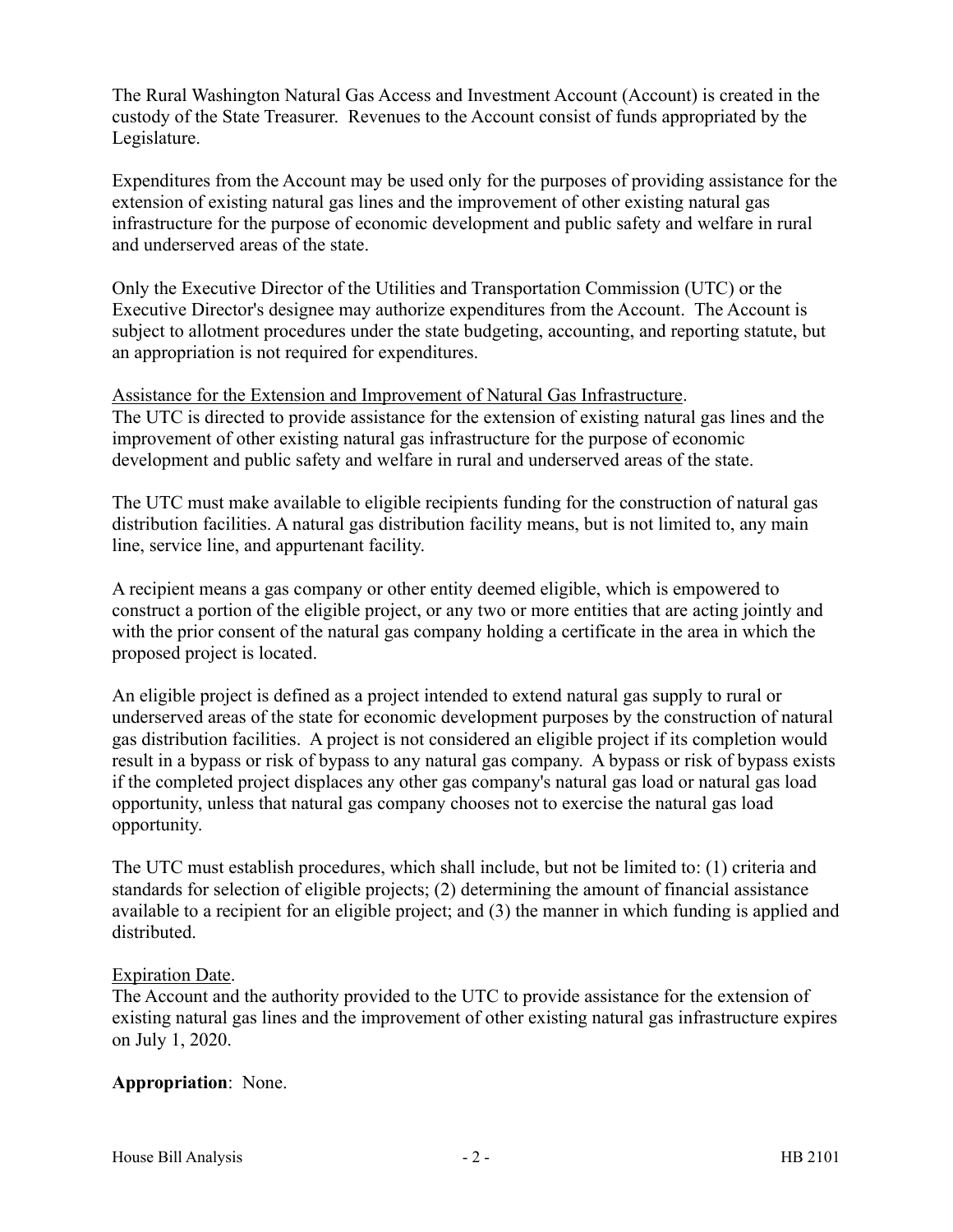The Rural Washington Natural Gas Access and Investment Account (Account) is created in the custody of the State Treasurer. Revenues to the Account consist of funds appropriated by the Legislature.

Expenditures from the Account may be used only for the purposes of providing assistance for the extension of existing natural gas lines and the improvement of other existing natural gas infrastructure for the purpose of economic development and public safety and welfare in rural and underserved areas of the state.

Only the Executive Director of the Utilities and Transportation Commission (UTC) or the Executive Director's designee may authorize expenditures from the Account. The Account is subject to allotment procedures under the state budgeting, accounting, and reporting statute, but an appropriation is not required for expenditures.

Assistance for the Extension and Improvement of Natural Gas Infrastructure.
The UTC is directed to provide assistance for the extension of existing natural gas lines and the improvement of other existing natural gas infrastructure for the purpose of economic development and public safety and welfare in rural and underserved areas of the state.

The UTC must make available to eligible recipients funding for the construction of natural gas distribution facilities. A natural gas distribution facility means, but is not limited to, any main line, service line, and appurtenant facility.

A recipient means a gas company or other entity deemed eligible, which is empowered to construct a portion of the eligible project, or any two or more entities that are acting jointly and with the prior consent of the natural gas company holding a certificate in the area in which the proposed project is located.

An eligible project is defined as a project intended to extend natural gas supply to rural or underserved areas of the state for economic development purposes by the construction of natural gas distribution facilities. A project is not considered an eligible project if its completion would result in a bypass or risk of bypass to any natural gas company. A bypass or risk of bypass exists if the completed project displaces any other gas company's natural gas load or natural gas load opportunity, unless that natural gas company chooses not to exercise the natural gas load opportunity.

The UTC must establish procedures, which shall include, but not be limited to: (1) criteria and standards for selection of eligible projects; (2) determining the amount of financial assistance available to a recipient for an eligible project; and (3) the manner in which funding is applied and distributed.

Expiration Date.
The Account and the authority provided to the UTC to provide assistance for the extension of existing natural gas lines and the improvement of other existing natural gas infrastructure expires on July 1, 2020.

**Appropriation**: None.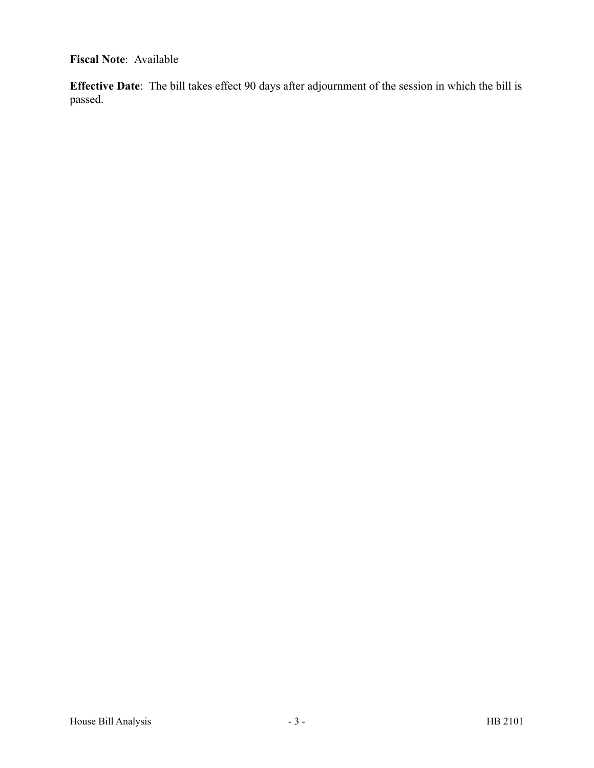**Fiscal Note**: Available

**Effective Date**: The bill takes effect 90 days after adjournment of the session in which the bill is passed.